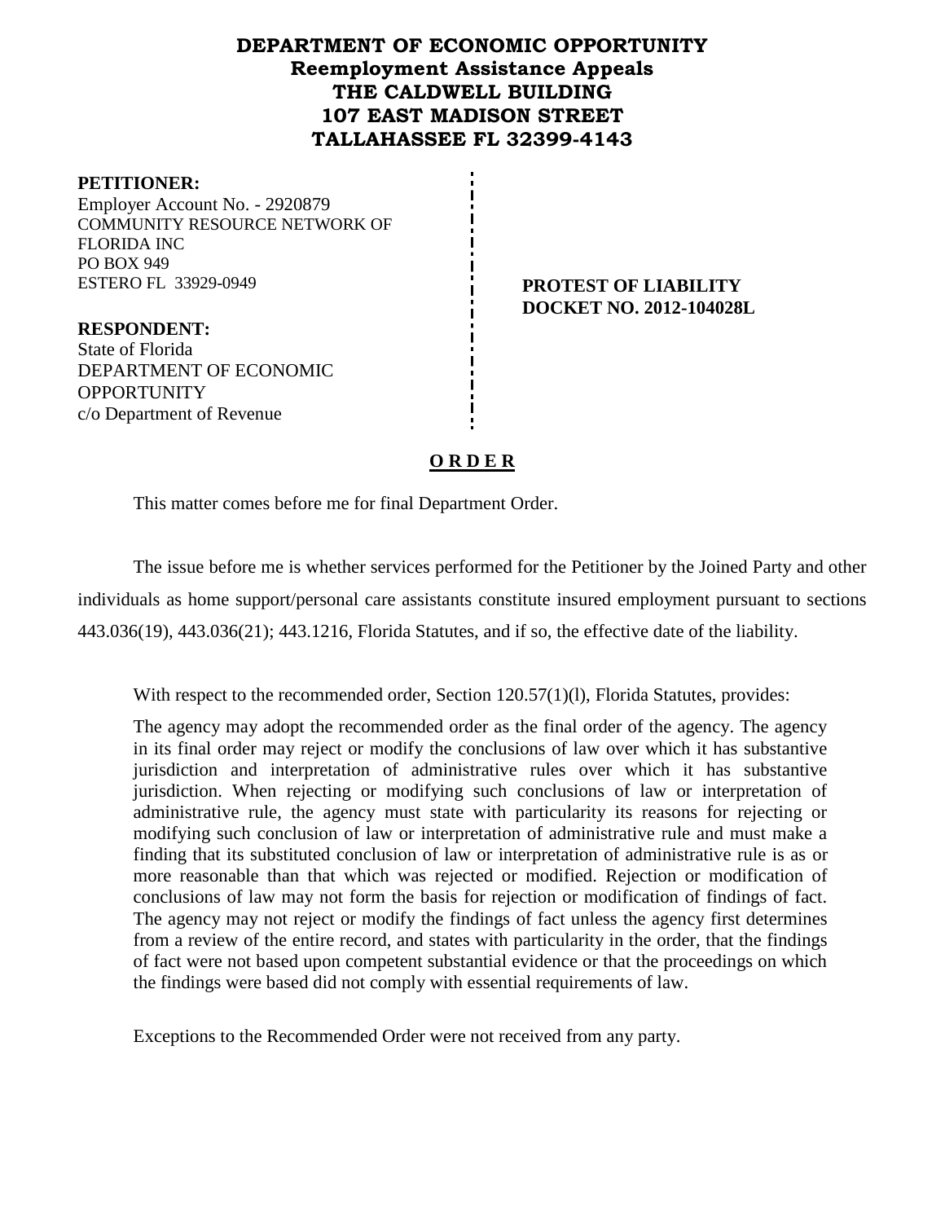# DEPARTMENT OF ECONOMIC OPPORTUNITY
## Reemployment Assistance Appeals
## THE CALDWELL BUILDING
## 107 EAST MADISON STREET
## TALLAHASSEE FL 32399-4143

**PETITIONER:**
Employer Account No. - 2920879
COMMUNITY RESOURCE NETWORK OF FLORIDA INC
PO BOX 949
ESTERO FL 33929-0949

**PROTEST OF LIABILITY**
**DOCKET NO. 2012-104028L**

**RESPONDENT:**
State of Florida
DEPARTMENT OF ECONOMIC OPPORTUNITY
c/o Department of Revenue

## O R D E R

This matter comes before me for final Department Order.

The issue before me is whether services performed for the Petitioner by the Joined Party and other individuals as home support/personal care assistants constitute insured employment pursuant to sections 443.036(19), 443.036(21); 443.1216, Florida Statutes, and if so, the effective date of the liability.

With respect to the recommended order, Section 120.57(1)(l), Florida Statutes, provides:

The agency may adopt the recommended order as the final order of the agency. The agency in its final order may reject or modify the conclusions of law over which it has substantive jurisdiction and interpretation of administrative rules over which it has substantive jurisdiction. When rejecting or modifying such conclusions of law or interpretation of administrative rule, the agency must state with particularity its reasons for rejecting or modifying such conclusion of law or interpretation of administrative rule and must make a finding that its substituted conclusion of law or interpretation of administrative rule is as or more reasonable than that which was rejected or modified. Rejection or modification of conclusions of law may not form the basis for rejection or modification of findings of fact. The agency may not reject or modify the findings of fact unless the agency first determines from a review of the entire record, and states with particularity in the order, that the findings of fact were not based upon competent substantial evidence or that the proceedings on which the findings were based did not comply with essential requirements of law.

Exceptions to the Recommended Order were not received from any party.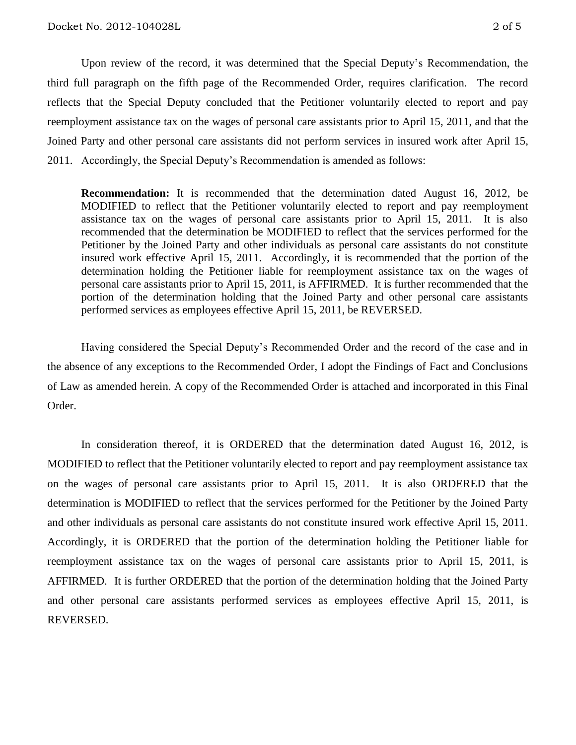Upon review of the record, it was determined that the Special Deputy's Recommendation, the third full paragraph on the fifth page of the Recommended Order, requires clarification. The record reflects that the Special Deputy concluded that the Petitioner voluntarily elected to report and pay reemployment assistance tax on the wages of personal care assistants prior to April 15, 2011, and that the Joined Party and other personal care assistants did not perform services in insured work after April 15, 2011. Accordingly, the Special Deputy's Recommendation is amended as follows:

> **Recommendation:** It is recommended that the determination dated August 16, 2012, be MODIFIED to reflect that the Petitioner voluntarily elected to report and pay reemployment assistance tax on the wages of personal care assistants prior to April 15, 2011. It is also recommended that the determination be MODIFIED to reflect that the services performed for the Petitioner by the Joined Party and other individuals as personal care assistants do not constitute insured work effective April 15, 2011. Accordingly, it is recommended that the portion of the determination holding the Petitioner liable for reemployment assistance tax on the wages of personal care assistants prior to April 15, 2011, is AFFIRMED. It is further recommended that the portion of the determination holding that the Joined Party and other personal care assistants performed services as employees effective April 15, 2011, be REVERSED.

Having considered the Special Deputy's Recommended Order and the record of the case and in the absence of any exceptions to the Recommended Order, I adopt the Findings of Fact and Conclusions of Law as amended herein. A copy of the Recommended Order is attached and incorporated in this Final Order.

In consideration thereof, it is ORDERED that the determination dated August 16, 2012, is MODIFIED to reflect that the Petitioner voluntarily elected to report and pay reemployment assistance tax on the wages of personal care assistants prior to April 15, 2011. It is also ORDERED that the determination is MODIFIED to reflect that the services performed for the Petitioner by the Joined Party and other individuals as personal care assistants do not constitute insured work effective April 15, 2011. Accordingly, it is ORDERED that the portion of the determination holding the Petitioner liable for reemployment assistance tax on the wages of personal care assistants prior to April 15, 2011, is AFFIRMED. It is further ORDERED that the portion of the determination holding that the Joined Party and other personal care assistants performed services as employees effective April 15, 2011, is REVERSED.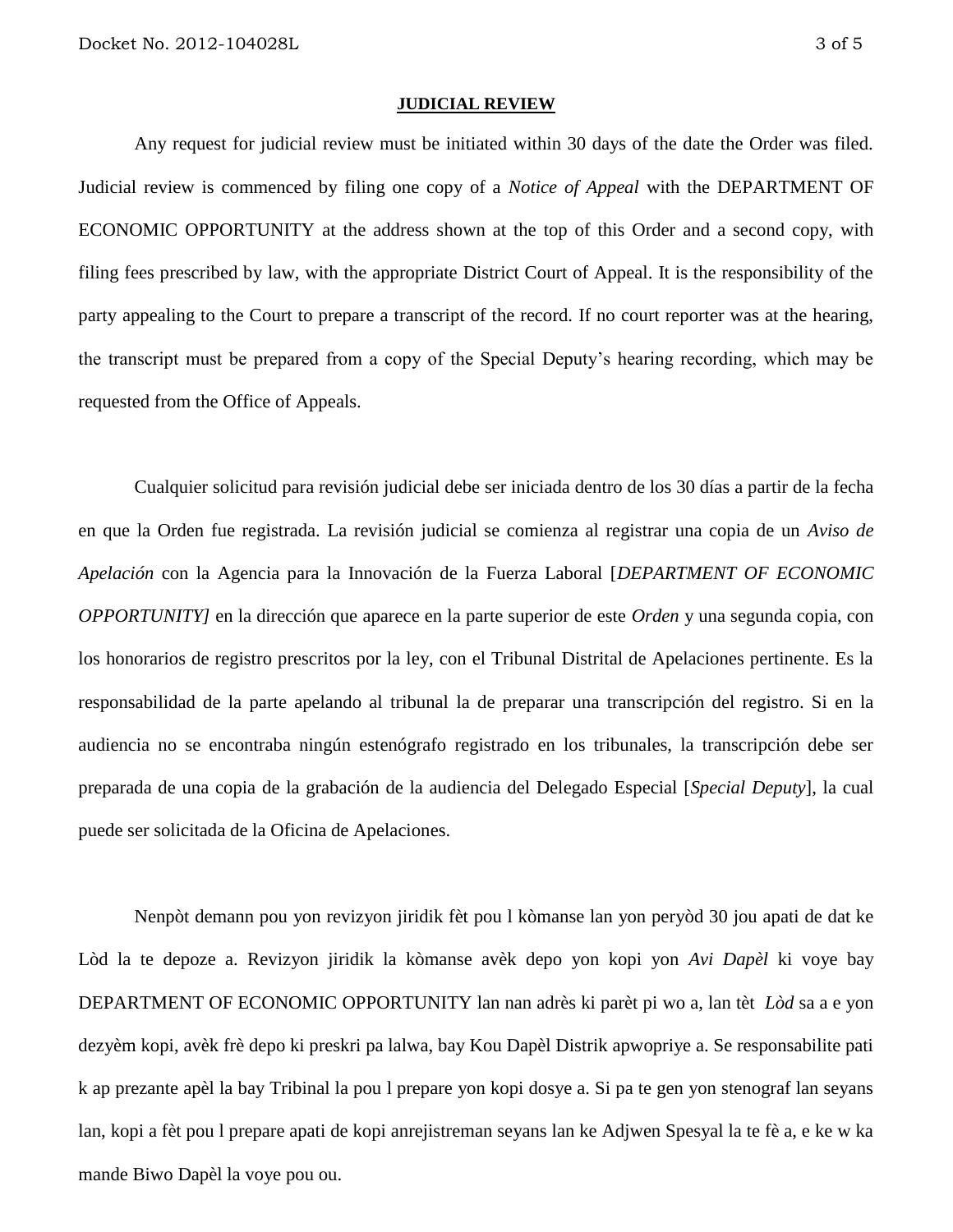**JUDICIAL REVIEW**

Any request for judicial review must be initiated within 30 days of the date the Order was filed. Judicial review is commenced by filing one copy of a *Notice of Appeal* with the DEPARTMENT OF ECONOMIC OPPORTUNITY at the address shown at the top of this Order and a second copy, with filing fees prescribed by law, with the appropriate District Court of Appeal. It is the responsibility of the party appealing to the Court to prepare a transcript of the record. If no court reporter was at the hearing, the transcript must be prepared from a copy of the Special Deputy's hearing recording, which may be requested from the Office of Appeals.

Cualquier solicitud para revisión judicial debe ser iniciada dentro de los 30 días a partir de la fecha en que la Orden fue registrada. La revisión judicial se comienza al registrar una copia de un *Aviso de Apelación* con la Agencia para la Innovación de la Fuerza Laboral [*DEPARTMENT OF ECONOMIC OPPORTUNITY]* en la dirección que aparece en la parte superior de este *Orden* y una segunda copia, con los honorarios de registro prescritos por la ley, con el Tribunal Distrital de Apelaciones pertinente. Es la responsabilidad de la parte apelando al tribunal la de preparar una transcripción del registro. Si en la audiencia no se encontraba ningún estenógrafo registrado en los tribunales, la transcripción debe ser preparada de una copia de la grabación de la audiencia del Delegado Especial [*Special Deputy*], la cual puede ser solicitada de la Oficina de Apelaciones.

Nenpòt demann pou yon revizyon jiridik fèt pou l kòmanse lan yon peryòd 30 jou apati de dat ke Lòd la te depoze a. Revizyon jiridik la kòmanse avèk depo yon kopi yon *Avi Dapèl* ki voye bay DEPARTMENT OF ECONOMIC OPPORTUNITY lan nan adrès ki parèt pi wo a, lan tèt *Lòd* sa a e yon dezyèm kopi, avèk frè depo ki preskri pa lalwa, bay Kou Dapèl Distrik apwopriye a. Se responsabilite pati k ap prezante apèl la bay Tribinal la pou l prepare yon kopi dosye a. Si pa te gen yon stenograf lan seyans lan, kopi a fèt pou l prepare apati de kopi anrejistreman seyans lan ke Adjwen Spesyal la te fè a, e ke w ka mande Biwo Dapèl la voye pou ou.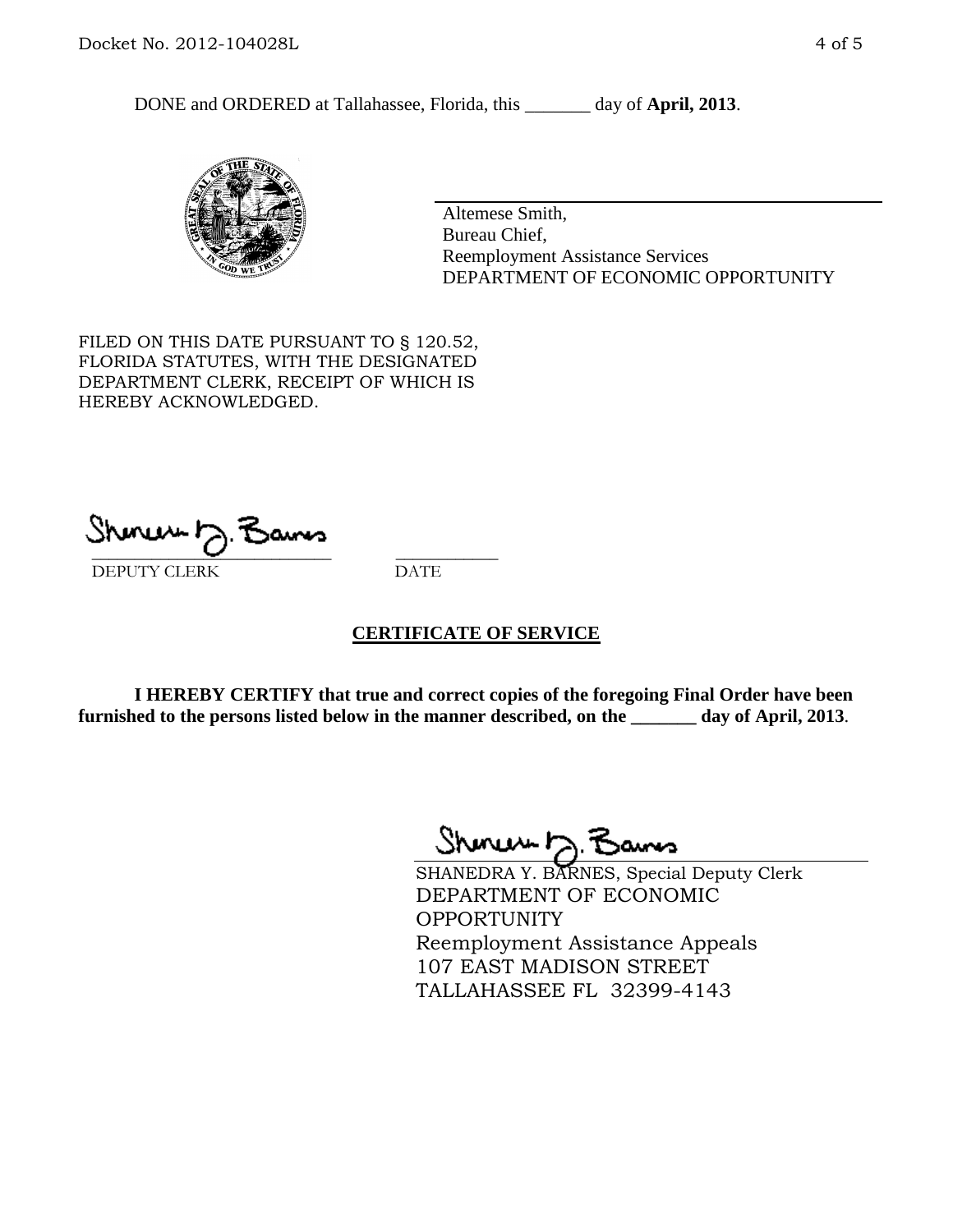DONE and ORDERED at Tallahassee, Florida, this _______ day of **April, 2013**.

Altemese Smith,
Bureau Chief,
Reemployment Assistance Services
DEPARTMENT OF ECONOMIC OPPORTUNITY

FILED ON THIS DATE PURSUANT TO § 120.52, FLORIDA STATUTES, WITH THE DESIGNATED DEPARTMENT CLERK, RECEIPT OF WHICH IS HEREBY ACKNOWLEDGED.

_____________________________ ___________
DEPUTY CLERK DATE

## CERTIFICATE OF SERVICE

**I HEREBY CERTIFY that true and correct copies of the foregoing Final Order have been furnished to the persons listed below in the manner described, on the _______ day of April, 2013**.

SHANEDRA Y. BARNES, Special Deputy Clerk
DEPARTMENT OF ECONOMIC OPPORTUNITY
Reemployment Assistance Appeals
107 EAST MADISON STREET
TALLAHASSEE FL 32399-4143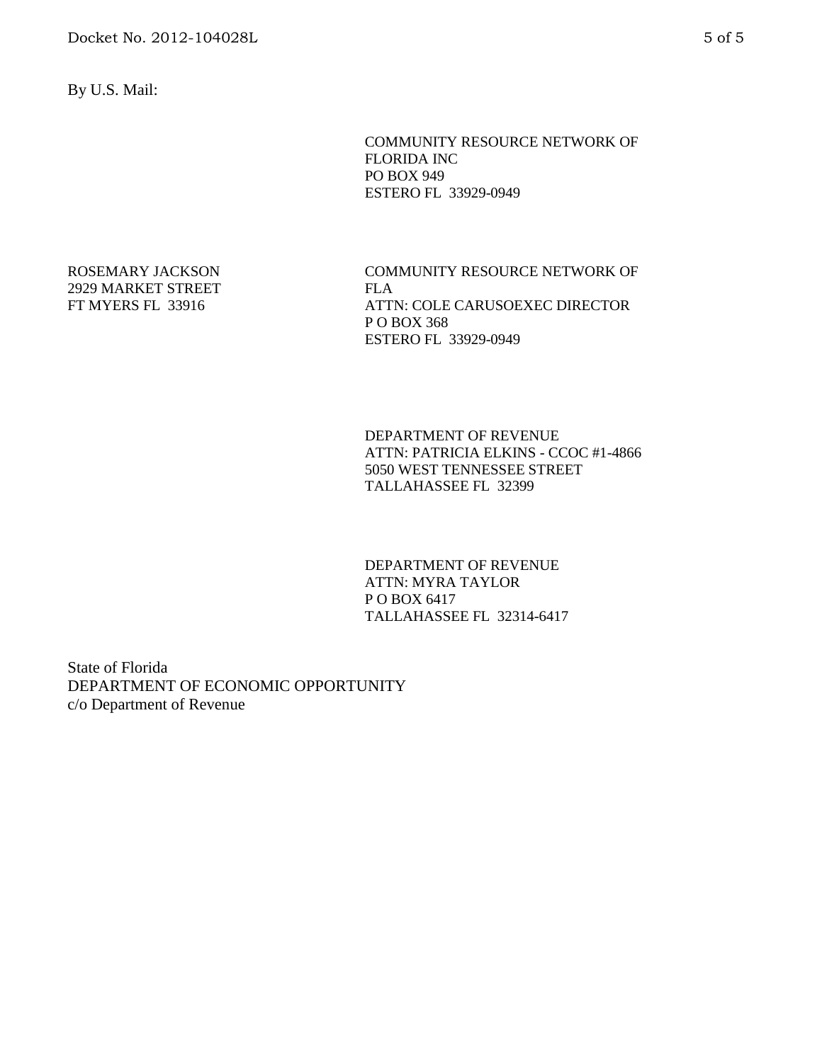By U.S. Mail:

COMMUNITY RESOURCE NETWORK OF FLORIDA INC
PO BOX 949
ESTERO FL 33929-0949

ROSEMARY JACKSON
2929 MARKET STREET
FT MYERS FL 33916

COMMUNITY RESOURCE NETWORK OF FLA
ATTN: COLE CARUSOEXEC DIRECTOR
P O BOX 368
ESTERO FL 33929-0949

DEPARTMENT OF REVENUE
ATTN: PATRICIA ELKINS - CCOC #1-4866
5050 WEST TENNESSEE STREET
TALLAHASSEE FL 32399

DEPARTMENT OF REVENUE
ATTN: MYRA TAYLOR
P O BOX 6417
TALLAHASSEE FL 32314-6417

State of Florida
DEPARTMENT OF ECONOMIC OPPORTUNITY
c/o Department of Revenue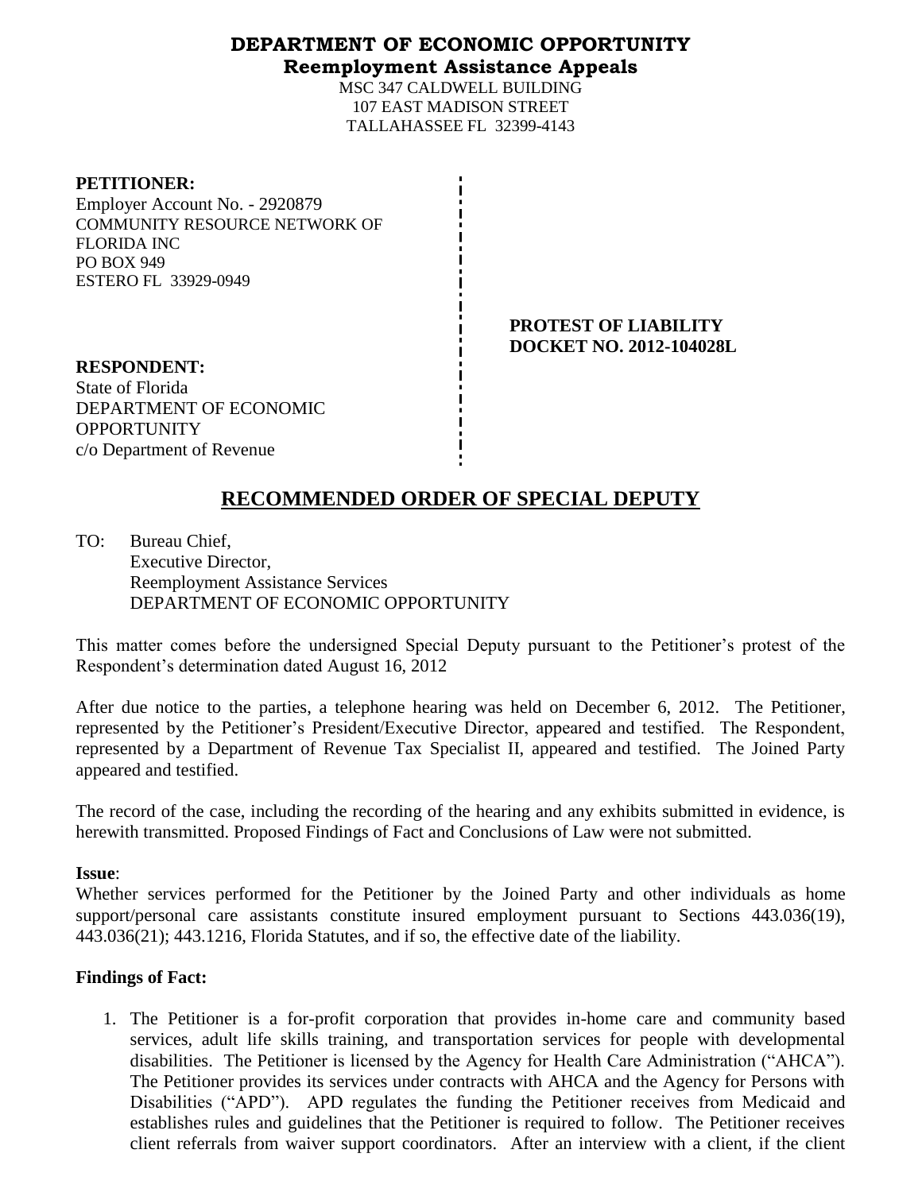**DEPARTMENT OF ECONOMIC OPPORTUNITY**
**Reemployment Assistance Appeals**

MSC 347 CALDWELL BUILDING
107 EAST MADISON STREET
TALLAHASSEE FL 32399-4143

**PETITIONER:**
Employer Account No. - 2920879
COMMUNITY RESOURCE NETWORK OF FLORIDA INC
PO BOX 949
ESTERO FL 33929-0949

**PROTEST OF LIABILITY**
**DOCKET NO. 2012-104028L**

**RESPONDENT:**
State of Florida
DEPARTMENT OF ECONOMIC OPPORTUNITY
c/o Department of Revenue

## RECOMMENDED ORDER OF SPECIAL DEPUTY

TO: Bureau Chief,
Executive Director,
Reemployment Assistance Services
DEPARTMENT OF ECONOMIC OPPORTUNITY

This matter comes before the undersigned Special Deputy pursuant to the Petitioner's protest of the Respondent's determination dated August 16, 2012

After due notice to the parties, a telephone hearing was held on December 6, 2012. The Petitioner, represented by the Petitioner's President/Executive Director, appeared and testified. The Respondent, represented by a Department of Revenue Tax Specialist II, appeared and testified. The Joined Party appeared and testified.

The record of the case, including the recording of the hearing and any exhibits submitted in evidence, is herewith transmitted. Proposed Findings of Fact and Conclusions of Law were not submitted.

**Issue**:
Whether services performed for the Petitioner by the Joined Party and other individuals as home support/personal care assistants constitute insured employment pursuant to Sections 443.036(19), 443.036(21); 443.1216, Florida Statutes, and if so, the effective date of the liability.

**Findings of Fact:**

1. The Petitioner is a for-profit corporation that provides in-home care and community based services, adult life skills training, and transportation services for people with developmental disabilities. The Petitioner is licensed by the Agency for Health Care Administration ("AHCA"). The Petitioner provides its services under contracts with AHCA and the Agency for Persons with Disabilities ("APD"). APD regulates the funding the Petitioner receives from Medicaid and establishes rules and guidelines that the Petitioner is required to follow. The Petitioner receives client referrals from waiver support coordinators. After an interview with a client, if the client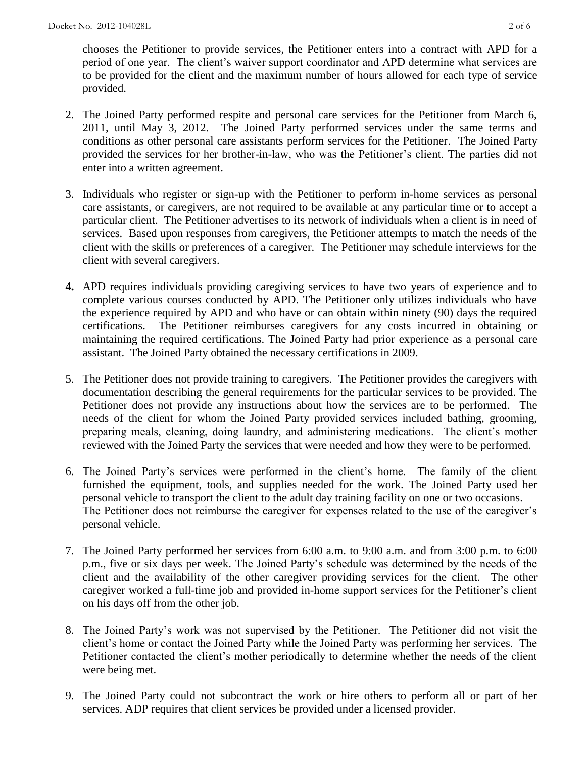chooses the Petitioner to provide services, the Petitioner enters into a contract with APD for a period of one year. The client's waiver support coordinator and APD determine what services are to be provided for the client and the maximum number of hours allowed for each type of service provided.

2. The Joined Party performed respite and personal care services for the Petitioner from March 6, 2011, until May 3, 2012. The Joined Party performed services under the same terms and conditions as other personal care assistants perform services for the Petitioner. The Joined Party provided the services for her brother-in-law, who was the Petitioner's client. The parties did not enter into a written agreement.

3. Individuals who register or sign-up with the Petitioner to perform in-home services as personal care assistants, or caregivers, are not required to be available at any particular time or to accept a particular client. The Petitioner advertises to its network of individuals when a client is in need of services. Based upon responses from caregivers, the Petitioner attempts to match the needs of the client with the skills or preferences of a caregiver. The Petitioner may schedule interviews for the client with several caregivers.

4. APD requires individuals providing caregiving services to have two years of experience and to complete various courses conducted by APD. The Petitioner only utilizes individuals who have the experience required by APD and who have or can obtain within ninety (90) days the required certifications. The Petitioner reimburses caregivers for any costs incurred in obtaining or maintaining the required certifications. The Joined Party had prior experience as a personal care assistant. The Joined Party obtained the necessary certifications in 2009.

5. The Petitioner does not provide training to caregivers. The Petitioner provides the caregivers with documentation describing the general requirements for the particular services to be provided. The Petitioner does not provide any instructions about how the services are to be performed. The needs of the client for whom the Joined Party provided services included bathing, grooming, preparing meals, cleaning, doing laundry, and administering medications. The client's mother reviewed with the Joined Party the services that were needed and how they were to be performed.

6. The Joined Party's services were performed in the client's home. The family of the client furnished the equipment, tools, and supplies needed for the work. The Joined Party used her personal vehicle to transport the client to the adult day training facility on one or two occasions. The Petitioner does not reimburse the caregiver for expenses related to the use of the caregiver's personal vehicle.

7. The Joined Party performed her services from 6:00 a.m. to 9:00 a.m. and from 3:00 p.m. to 6:00 p.m., five or six days per week. The Joined Party's schedule was determined by the needs of the client and the availability of the other caregiver providing services for the client. The other caregiver worked a full-time job and provided in-home support services for the Petitioner's client on his days off from the other job.

8. The Joined Party's work was not supervised by the Petitioner. The Petitioner did not visit the client's home or contact the Joined Party while the Joined Party was performing her services. The Petitioner contacted the client's mother periodically to determine whether the needs of the client were being met.

9. The Joined Party could not subcontract the work or hire others to perform all or part of her services. ADP requires that client services be provided under a licensed provider.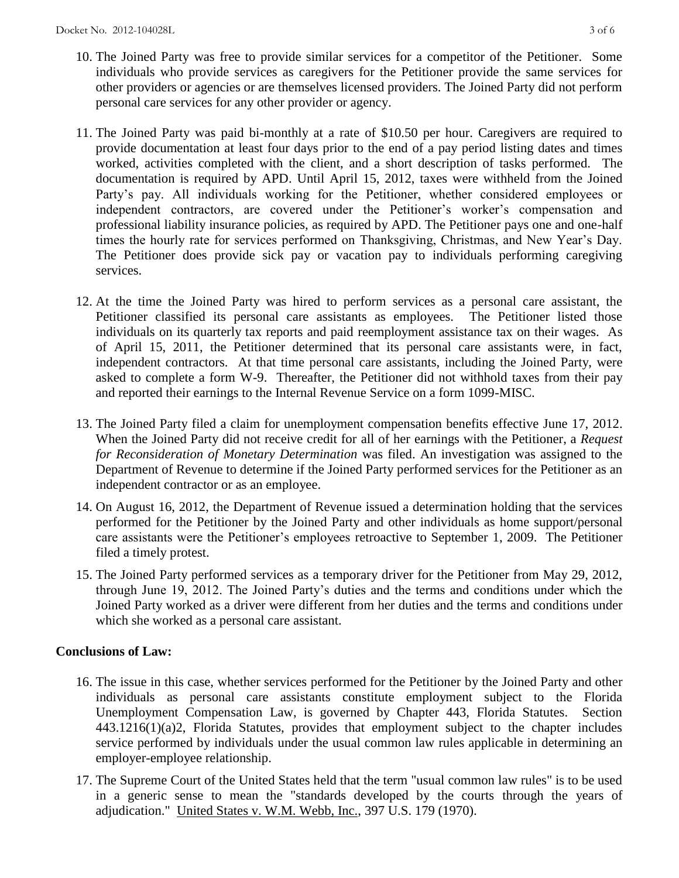10. The Joined Party was free to provide similar services for a competitor of the Petitioner. Some individuals who provide services as caregivers for the Petitioner provide the same services for other providers or agencies or are themselves licensed providers. The Joined Party did not perform personal care services for any other provider or agency.

11. The Joined Party was paid bi-monthly at a rate of $10.50 per hour. Caregivers are required to provide documentation at least four days prior to the end of a pay period listing dates and times worked, activities completed with the client, and a short description of tasks performed. The documentation is required by APD. Until April 15, 2012, taxes were withheld from the Joined Party's pay. All individuals working for the Petitioner, whether considered employees or independent contractors, are covered under the Petitioner's worker's compensation and professional liability insurance policies, as required by APD. The Petitioner pays one and one-half times the hourly rate for services performed on Thanksgiving, Christmas, and New Year's Day. The Petitioner does provide sick pay or vacation pay to individuals performing caregiving services.

12. At the time the Joined Party was hired to perform services as a personal care assistant, the Petitioner classified its personal care assistants as employees. The Petitioner listed those individuals on its quarterly tax reports and paid reemployment assistance tax on their wages. As of April 15, 2011, the Petitioner determined that its personal care assistants were, in fact, independent contractors. At that time personal care assistants, including the Joined Party, were asked to complete a form W-9. Thereafter, the Petitioner did not withhold taxes from their pay and reported their earnings to the Internal Revenue Service on a form 1099-MISC.

13. The Joined Party filed a claim for unemployment compensation benefits effective June 17, 2012. When the Joined Party did not receive credit for all of her earnings with the Petitioner, a *Request for Reconsideration of Monetary Determination* was filed. An investigation was assigned to the Department of Revenue to determine if the Joined Party performed services for the Petitioner as an independent contractor or as an employee.

14. On August 16, 2012, the Department of Revenue issued a determination holding that the services performed for the Petitioner by the Joined Party and other individuals as home support/personal care assistants were the Petitioner's employees retroactive to September 1, 2009. The Petitioner filed a timely protest.

15. The Joined Party performed services as a temporary driver for the Petitioner from May 29, 2012, through June 19, 2012. The Joined Party's duties and the terms and conditions under which the Joined Party worked as a driver were different from her duties and the terms and conditions under which she worked as a personal care assistant.

**Conclusions of Law:**

16. The issue in this case, whether services performed for the Petitioner by the Joined Party and other individuals as personal care assistants constitute employment subject to the Florida Unemployment Compensation Law, is governed by Chapter 443, Florida Statutes. Section 443.1216(1)(a)2, Florida Statutes, provides that employment subject to the chapter includes service performed by individuals under the usual common law rules applicable in determining an employer-employee relationship.

17. The Supreme Court of the United States held that the term "usual common law rules" is to be used in a generic sense to mean the "standards developed by the courts through the years of adjudication." United States v. W.M. Webb, Inc., 397 U.S. 179 (1970).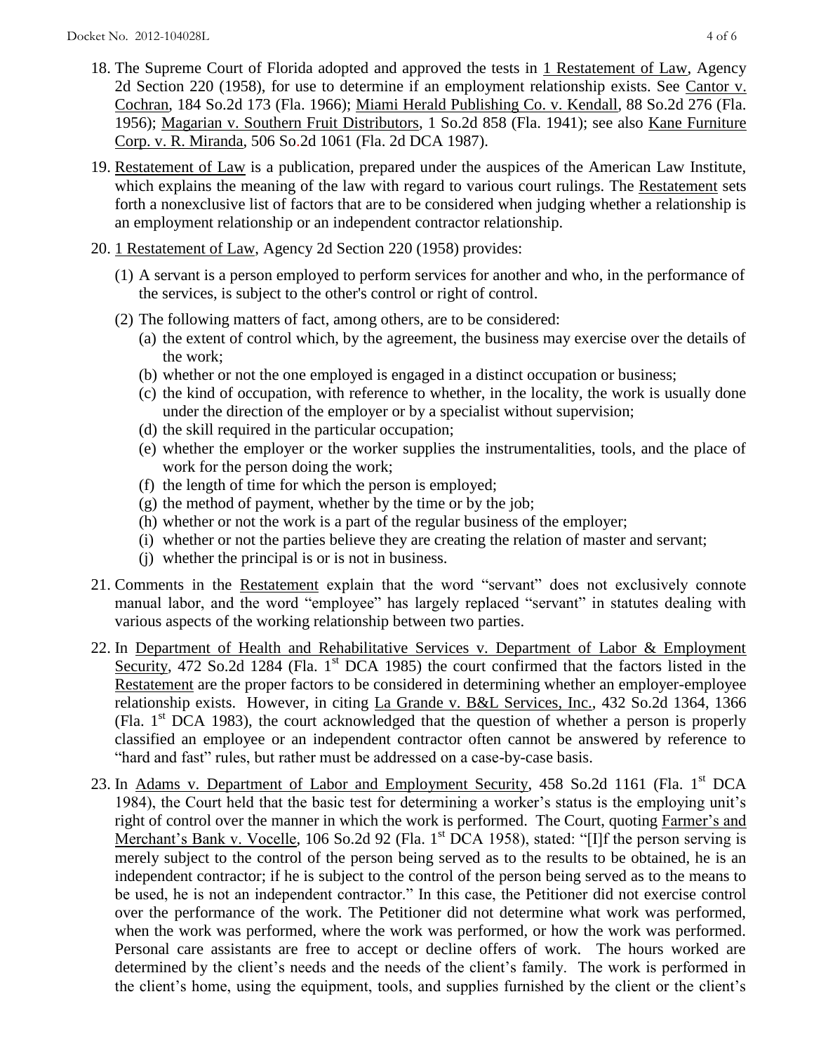18. The Supreme Court of Florida adopted and approved the tests in 1 Restatement of Law, Agency 2d Section 220 (1958), for use to determine if an employment relationship exists. See Cantor v. Cochran, 184 So.2d 173 (Fla. 1966); Miami Herald Publishing Co. v. Kendall, 88 So.2d 276 (Fla. 1956); Magarian v. Southern Fruit Distributors, 1 So.2d 858 (Fla. 1941); see also Kane Furniture Corp. v. R. Miranda, 506 So.2d 1061 (Fla. 2d DCA 1987).

19. Restatement of Law is a publication, prepared under the auspices of the American Law Institute, which explains the meaning of the law with regard to various court rulings. The Restatement sets forth a nonexclusive list of factors that are to be considered when judging whether a relationship is an employment relationship or an independent contractor relationship.

20. 1 Restatement of Law, Agency 2d Section 220 (1958) provides:

    (1) A servant is a person employed to perform services for another and who, in the performance of the services, is subject to the other's control or right of control.

    (2) The following matters of fact, among others, are to be considered:
    
    (a) the extent of control which, by the agreement, the business may exercise over the details of the work;
    
    (b) whether or not the one employed is engaged in a distinct occupation or business;
    
    (c) the kind of occupation, with reference to whether, in the locality, the work is usually done under the direction of the employer or by a specialist without supervision;
    
    (d) the skill required in the particular occupation;
    
    (e) whether the employer or the worker supplies the instrumentalities, tools, and the place of work for the person doing the work;
    
    (f) the length of time for which the person is employed;
    
    (g) the method of payment, whether by the time or by the job;
    
    (h) whether or not the work is a part of the regular business of the employer;
    
    (i) whether or not the parties believe they are creating the relation of master and servant;
    
    (j) whether the principal is or is not in business.

21. Comments in the Restatement explain that the word "servant" does not exclusively connote manual labor, and the word "employee" has largely replaced "servant" in statutes dealing with various aspects of the working relationship between two parties.

22. In Department of Health and Rehabilitative Services v. Department of Labor & Employment Security, 472 So.2d 1284 (Fla. 1st DCA 1985) the court confirmed that the factors listed in the Restatement are the proper factors to be considered in determining whether an employer-employee relationship exists. However, in citing La Grande v. B&L Services, Inc., 432 So.2d 1364, 1366 (Fla. 1st DCA 1983), the court acknowledged that the question of whether a person is properly classified an employee or an independent contractor often cannot be answered by reference to "hard and fast" rules, but rather must be addressed on a case-by-case basis.

23. In Adams v. Department of Labor and Employment Security, 458 So.2d 1161 (Fla. 1st DCA 1984), the Court held that the basic test for determining a worker's status is the employing unit's right of control over the manner in which the work is performed. The Court, quoting Farmer's and Merchant's Bank v. Vocelle, 106 So.2d 92 (Fla. 1st DCA 1958), stated: "[I]f the person serving is merely subject to the control of the person being served as to the results to be obtained, he is an independent contractor; if he is subject to the control of the person being served as to the means to be used, he is not an independent contractor." In this case, the Petitioner did not exercise control over the performance of the work. The Petitioner did not determine what work was performed, when the work was performed, where the work was performed, or how the work was performed. Personal care assistants are free to accept or decline offers of work. The hours worked are determined by the client's needs and the needs of the client's family. The work is performed in the client's home, using the equipment, tools, and supplies furnished by the client or the client's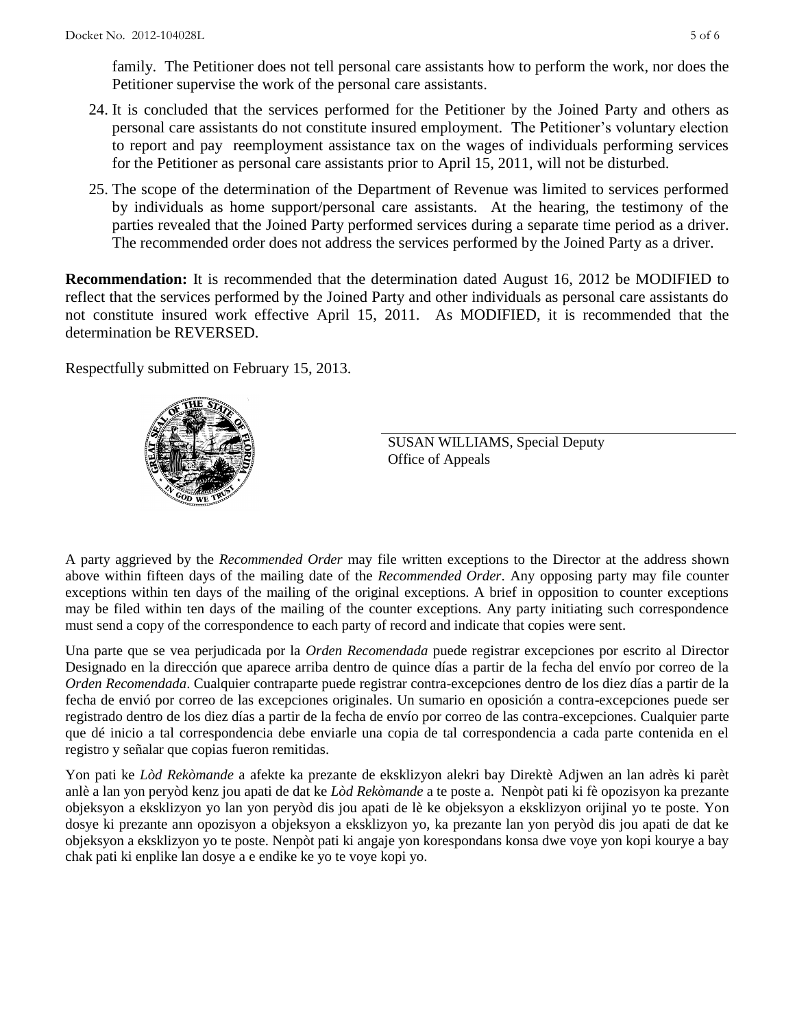family. The Petitioner does not tell personal care assistants how to perform the work, nor does the Petitioner supervise the work of the personal care assistants.

24. It is concluded that the services performed for the Petitioner by the Joined Party and others as personal care assistants do not constitute insured employment. The Petitioner's voluntary election to report and pay reemployment assistance tax on the wages of individuals performing services for the Petitioner as personal care assistants prior to April 15, 2011, will not be disturbed.

25. The scope of the determination of the Department of Revenue was limited to services performed by individuals as home support/personal care assistants. At the hearing, the testimony of the parties revealed that the Joined Party performed services during a separate time period as a driver. The recommended order does not address the services performed by the Joined Party as a driver.

**Recommendation:** It is recommended that the determination dated August 16, 2012 be MODIFIED to reflect that the services performed by the Joined Party and other individuals as personal care assistants do not constitute insured work effective April 15, 2011. As MODIFIED, it is recommended that the determination be REVERSED.

Respectfully submitted on February 15, 2013.

SUSAN WILLIAMS, Special Deputy
Office of Appeals

A party aggrieved by the *Recommended Order* may file written exceptions to the Director at the address shown above within fifteen days of the mailing date of the *Recommended Order*. Any opposing party may file counter exceptions within ten days of the mailing of the original exceptions. A brief in opposition to counter exceptions may be filed within ten days of the mailing of the counter exceptions. Any party initiating such correspondence must send a copy of the correspondence to each party of record and indicate that copies were sent.

Una parte que se vea perjudicada por la *Orden Recomendada* puede registrar excepciones por escrito al Director Designado en la dirección que aparece arriba dentro de quince días a partir de la fecha del envío por correo de la *Orden Recomendada*. Cualquier contraparte puede registrar contra-excepciones dentro de los diez días a partir de la fecha de envió por correo de las excepciones originales. Un sumario en oposición a contra-excepciones puede ser registrado dentro de los diez días a partir de la fecha de envío por correo de las contra-excepciones. Cualquier parte que dé inicio a tal correspondencia debe enviarle una copia de tal correspondencia a cada parte contenida en el registro y señalar que copias fueron remitidas.

Yon pati ke *Lòd Rekòmande* a afekte ka prezante de eksklizyon alekri bay Direktè Adjwen an lan adrès ki parèt anlè a lan yon peryòd kenz jou apati de dat ke *Lòd Rekòmande* a te poste a. Nenpòt pati ki fè opozisyon ka prezante objeksyon a eksklizyon yo lan yon peryòd dis jou apati de lè ke objeksyon a eksklizyon orijinal yo te poste. Yon dosye ki prezante ann opozisyon a objeksyon a eksklizyon yo, ka prezante lan yon peryòd dis jou apati de dat ke objeksyon a eksklizyon yo te poste. Nenpòt pati ki angaje yon korespondans konsa dwe voye yon kopi kourye a bay chak pati ki enplike lan dosye a e endike ke yo te voye kopi yo.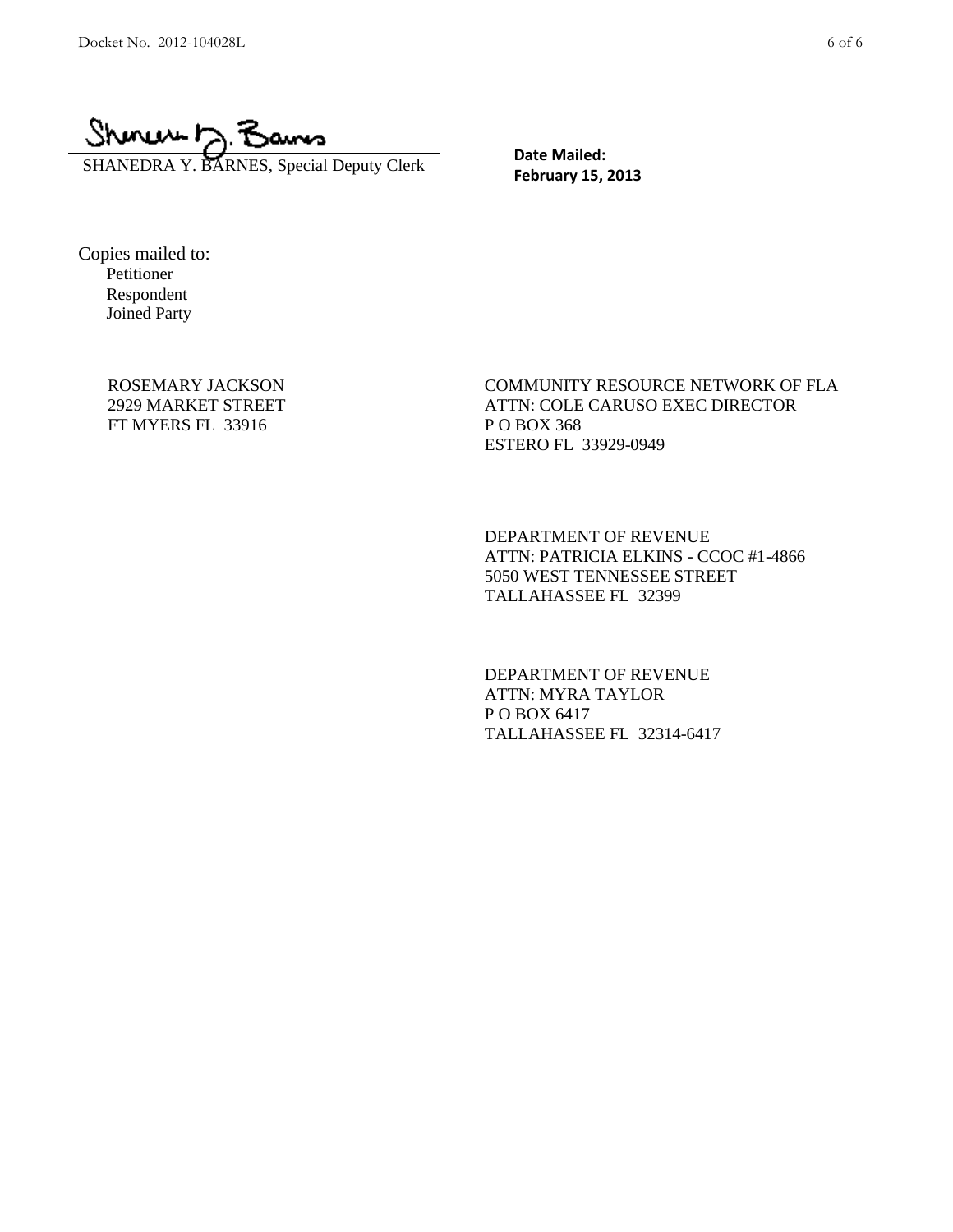SHANEDRA Y. BARNES, Special Deputy Clerk

**Date Mailed:**
**February 15, 2013**

Copies mailed to:
Petitioner
Respondent
Joined Party

ROSEMARY JACKSON
2929 MARKET STREET
FT MYERS FL 33916

COMMUNITY RESOURCE NETWORK OF FLA
ATTN: COLE CARUSO EXEC DIRECTOR
P O BOX 368
ESTERO FL 33929-0949

DEPARTMENT OF REVENUE
ATTN: PATRICIA ELKINS - CCOC #1-4866
5050 WEST TENNESSEE STREET
TALLAHASSEE FL 32399

DEPARTMENT OF REVENUE
ATTN: MYRA TAYLOR
P O BOX 6417
TALLAHASSEE FL 32314-6417